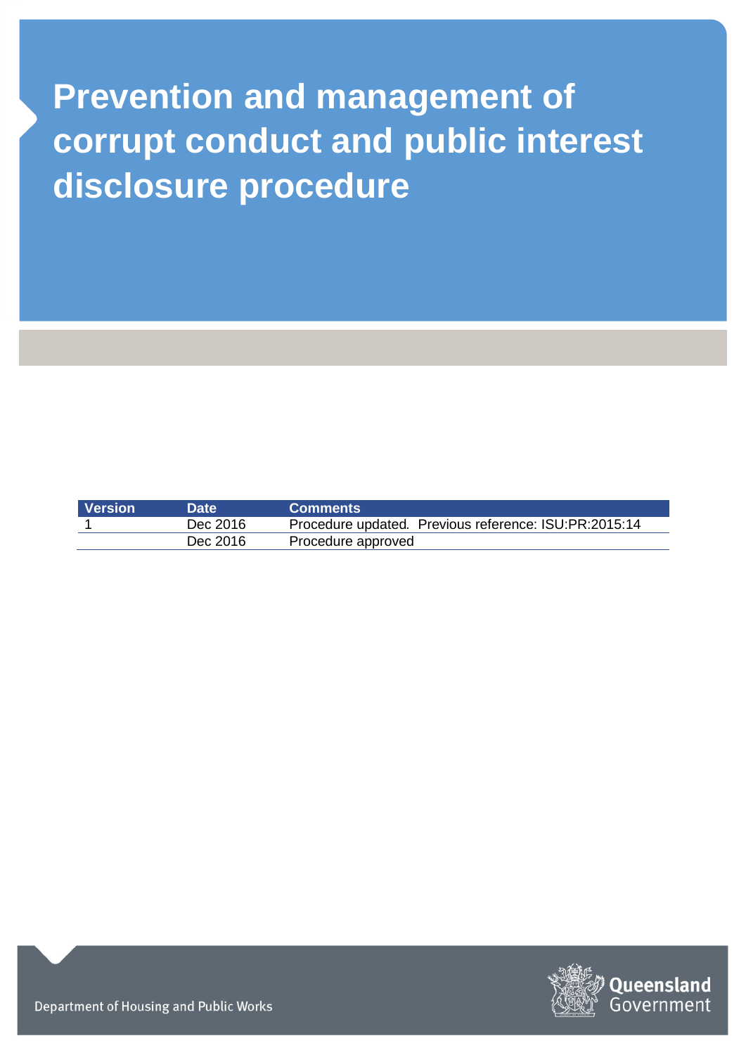# Prevention and management of corrupt conduct and public interest disclosure procedure

| Version | Date | Comments |
| --- | --- | --- |
| 1 | Dec 2016 | Procedure updated. Previous reference: ISU:PR:2015:14 |
| | Dec 2016 | Procedure approved |

Department of Housing and Public Works

Queensland Government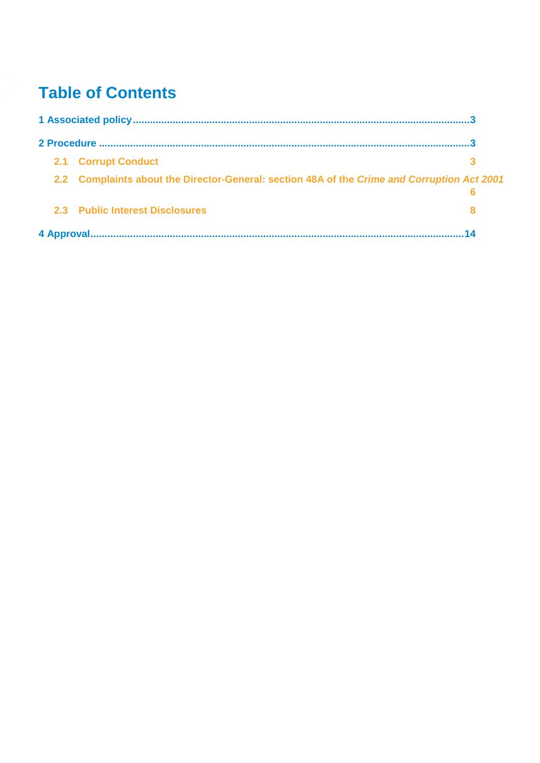# Table of Contents

**1 Associated policy** .......... **3**

**2 Procedure** .......... **3**

- **2.1 Corrupt Conduct** **3**
- **2.2 Complaints about the Director-General: section 48A of the *Crime and Corruption Act 2001*** **6**
- **2.3 Public Interest Disclosures** **8**

**4 Approval** .......... **14**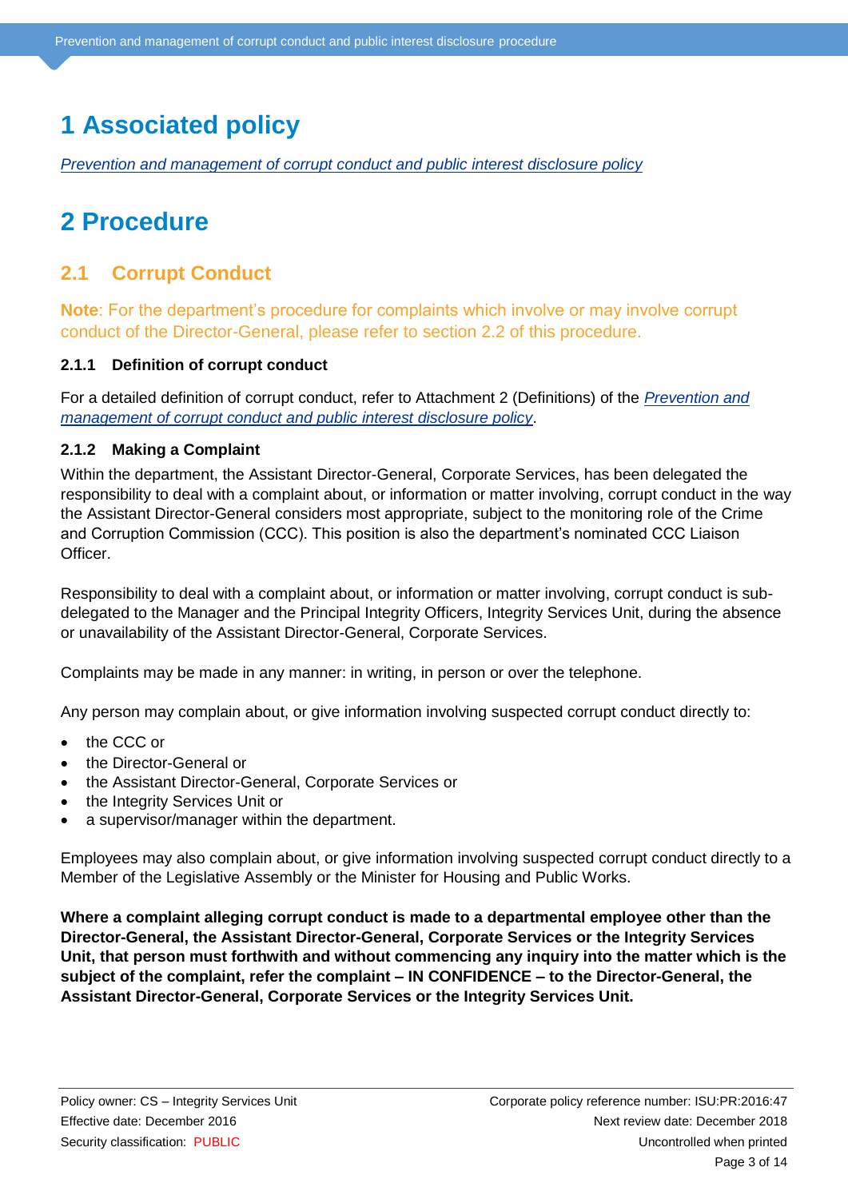# 1 Associated policy

*Prevention and management of corrupt conduct and public interest disclosure policy*

# 2 Procedure

## 2.1 Corrupt Conduct

**Note**: For the department's procedure for complaints which involve or may involve corrupt conduct of the Director-General, please refer to section 2.2 of this procedure.

### 2.1.1 Definition of corrupt conduct

For a detailed definition of corrupt conduct, refer to Attachment 2 (Definitions) of the *Prevention and management of corrupt conduct and public interest disclosure policy*.

### 2.1.2 Making a Complaint

Within the department, the Assistant Director-General, Corporate Services, has been delegated the responsibility to deal with a complaint about, or information or matter involving, corrupt conduct in the way the Assistant Director-General considers most appropriate, subject to the monitoring role of the Crime and Corruption Commission (CCC). This position is also the department's nominated CCC Liaison Officer.

Responsibility to deal with a complaint about, or information or matter involving, corrupt conduct is sub-delegated to the Manager and the Principal Integrity Officers, Integrity Services Unit, during the absence or unavailability of the Assistant Director-General, Corporate Services.

Complaints may be made in any manner: in writing, in person or over the telephone.

Any person may complain about, or give information involving suspected corrupt conduct directly to:

- the CCC or
- the Director-General or
- the Assistant Director-General, Corporate Services or
- the Integrity Services Unit or
- a supervisor/manager within the department.

Employees may also complain about, or give information involving suspected corrupt conduct directly to a Member of the Legislative Assembly or the Minister for Housing and Public Works.

**Where a complaint alleging corrupt conduct is made to a departmental employee other than the Director-General, the Assistant Director-General, Corporate Services or the Integrity Services Unit, that person must forthwith and without commencing any inquiry into the matter which is the subject of the complaint, refer the complaint – IN CONFIDENCE – to the Director-General, the Assistant Director-General, Corporate Services or the Integrity Services Unit.**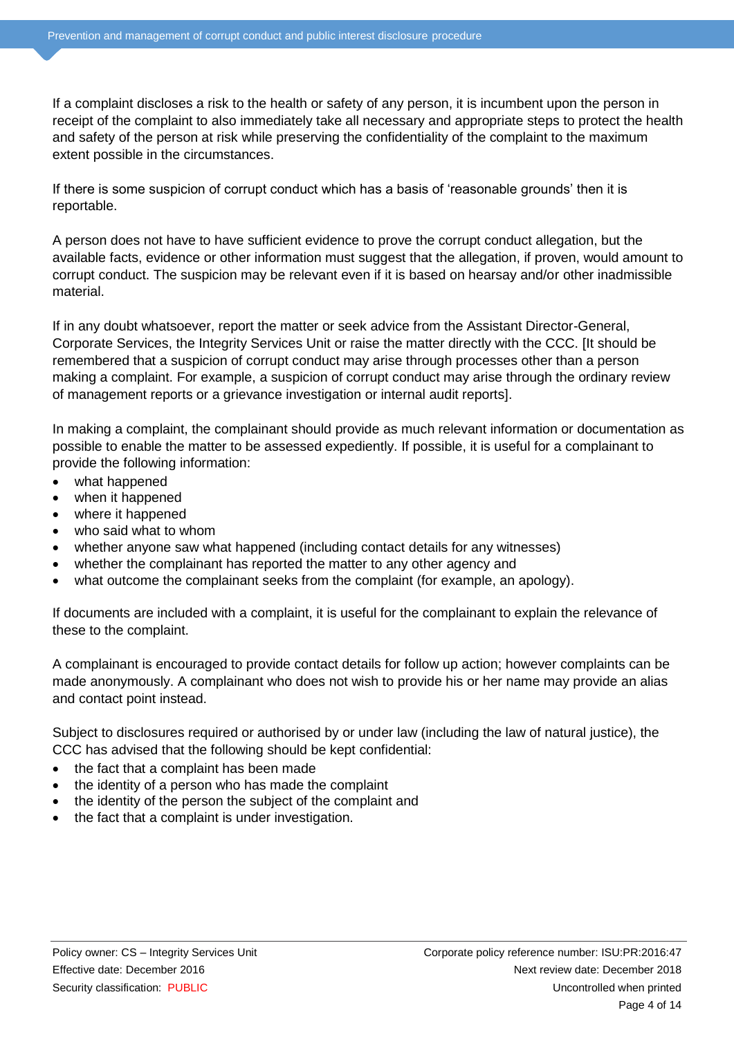If a complaint discloses a risk to the health or safety of any person, it is incumbent upon the person in receipt of the complaint to also immediately take all necessary and appropriate steps to protect the health and safety of the person at risk while preserving the confidentiality of the complaint to the maximum extent possible in the circumstances.

If there is some suspicion of corrupt conduct which has a basis of 'reasonable grounds' then it is reportable.

A person does not have to have sufficient evidence to prove the corrupt conduct allegation, but the available facts, evidence or other information must suggest that the allegation, if proven, would amount to corrupt conduct. The suspicion may be relevant even if it is based on hearsay and/or other inadmissible material.

If in any doubt whatsoever, report the matter or seek advice from the Assistant Director-General, Corporate Services, the Integrity Services Unit or raise the matter directly with the CCC. [It should be remembered that a suspicion of corrupt conduct may arise through processes other than a person making a complaint. For example, a suspicion of corrupt conduct may arise through the ordinary review of management reports or a grievance investigation or internal audit reports].

In making a complaint, the complainant should provide as much relevant information or documentation as possible to enable the matter to be assessed expediently. If possible, it is useful for a complainant to provide the following information:

- what happened
- when it happened
- where it happened
- who said what to whom
- whether anyone saw what happened (including contact details for any witnesses)
- whether the complainant has reported the matter to any other agency and
- what outcome the complainant seeks from the complaint (for example, an apology).

If documents are included with a complaint, it is useful for the complainant to explain the relevance of these to the complaint.

A complainant is encouraged to provide contact details for follow up action; however complaints can be made anonymously. A complainant who does not wish to provide his or her name may provide an alias and contact point instead.

Subject to disclosures required or authorised by or under law (including the law of natural justice), the CCC has advised that the following should be kept confidential:

- the fact that a complaint has been made
- the identity of a person who has made the complaint
- the identity of the person the subject of the complaint and
- the fact that a complaint is under investigation.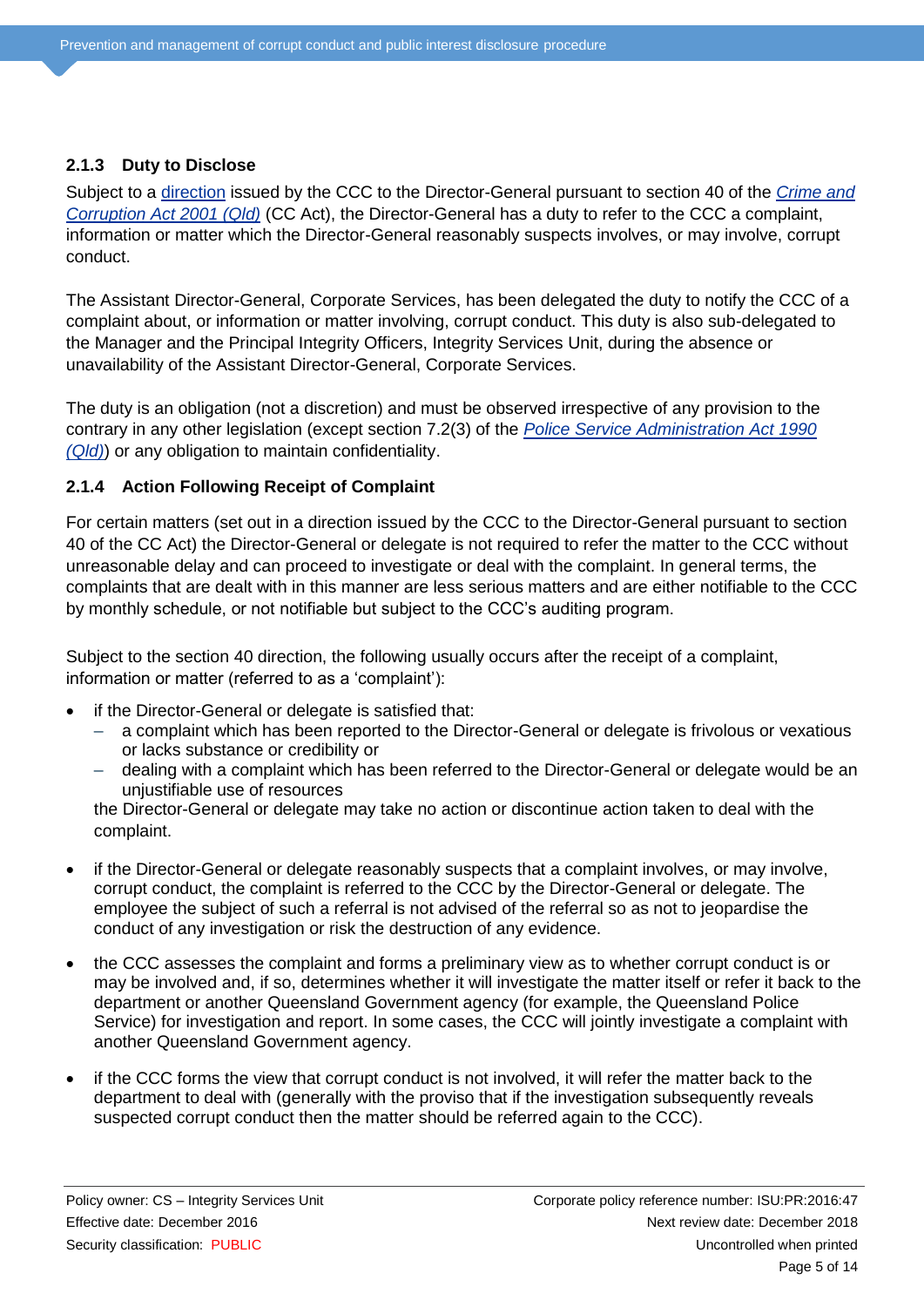### 2.1.3 Duty to Disclose

Subject to a direction issued by the CCC to the Director-General pursuant to section 40 of the *Crime and Corruption Act 2001 (Qld)* (CC Act), the Director-General has a duty to refer to the CCC a complaint, information or matter which the Director-General reasonably suspects involves, or may involve, corrupt conduct.

The Assistant Director-General, Corporate Services, has been delegated the duty to notify the CCC of a complaint about, or information or matter involving, corrupt conduct. This duty is also sub-delegated to the Manager and the Principal Integrity Officers, Integrity Services Unit, during the absence or unavailability of the Assistant Director-General, Corporate Services.

The duty is an obligation (not a discretion) and must be observed irrespective of any provision to the contrary in any other legislation (except section 7.2(3) of the *Police Service Administration Act 1990 (Qld)*) or any obligation to maintain confidentiality.

### 2.1.4 Action Following Receipt of Complaint

For certain matters (set out in a direction issued by the CCC to the Director-General pursuant to section 40 of the CC Act) the Director-General or delegate is not required to refer the matter to the CCC without unreasonable delay and can proceed to investigate or deal with the complaint. In general terms, the complaints that are dealt with in this manner are less serious matters and are either notifiable to the CCC by monthly schedule, or not notifiable but subject to the CCC's auditing program.

Subject to the section 40 direction, the following usually occurs after the receipt of a complaint, information or matter (referred to as a 'complaint'):

- if the Director-General or delegate is satisfied that:
  - a complaint which has been reported to the Director-General or delegate is frivolous or vexatious or lacks substance or credibility or
  - dealing with a complaint which has been referred to the Director-General or delegate would be an unjustifiable use of resources

  the Director-General or delegate may take no action or discontinue action taken to deal with the complaint.

- if the Director-General or delegate reasonably suspects that a complaint involves, or may involve, corrupt conduct, the complaint is referred to the CCC by the Director-General or delegate. The employee the subject of such a referral is not advised of the referral so as not to jeopardise the conduct of any investigation or risk the destruction of any evidence.

- the CCC assesses the complaint and forms a preliminary view as to whether corrupt conduct is or may be involved and, if so, determines whether it will investigate the matter itself or refer it back to the department or another Queensland Government agency (for example, the Queensland Police Service) for investigation and report. In some cases, the CCC will jointly investigate a complaint with another Queensland Government agency.

- if the CCC forms the view that corrupt conduct is not involved, it will refer the matter back to the department to deal with (generally with the proviso that if the investigation subsequently reveals suspected corrupt conduct then the matter should be referred again to the CCC).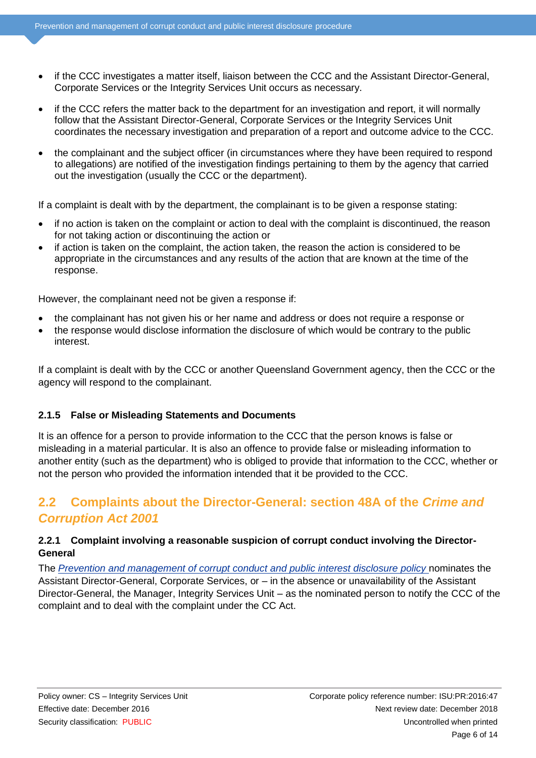- if the CCC investigates a matter itself, liaison between the CCC and the Assistant Director-General, Corporate Services or the Integrity Services Unit occurs as necessary.
- if the CCC refers the matter back to the department for an investigation and report, it will normally follow that the Assistant Director-General, Corporate Services or the Integrity Services Unit coordinates the necessary investigation and preparation of a report and outcome advice to the CCC.
- the complainant and the subject officer (in circumstances where they have been required to respond to allegations) are notified of the investigation findings pertaining to them by the agency that carried out the investigation (usually the CCC or the department).

If a complaint is dealt with by the department, the complainant is to be given a response stating:

- if no action is taken on the complaint or action to deal with the complaint is discontinued, the reason for not taking action or discontinuing the action or
- if action is taken on the complaint, the action taken, the reason the action is considered to be appropriate in the circumstances and any results of the action that are known at the time of the response.

However, the complainant need not be given a response if:

- the complainant has not given his or her name and address or does not require a response or
- the response would disclose information the disclosure of which would be contrary to the public interest.

If a complaint is dealt with by the CCC or another Queensland Government agency, then the CCC or the agency will respond to the complainant.

### 2.1.5 False or Misleading Statements and Documents

It is an offence for a person to provide information to the CCC that the person knows is false or misleading in a material particular. It is also an offence to provide false or misleading information to another entity (such as the department) who is obliged to provide that information to the CCC, whether or not the person who provided the information intended that it be provided to the CCC.

## 2.2 Complaints about the Director-General: section 48A of the *Crime and Corruption Act 2001*

### 2.2.1 Complaint involving a reasonable suspicion of corrupt conduct involving the Director-General

The *Prevention and management of corrupt conduct and public interest disclosure policy* nominates the Assistant Director-General, Corporate Services, or – in the absence or unavailability of the Assistant Director-General, the Manager, Integrity Services Unit – as the nominated person to notify the CCC of the complaint and to deal with the complaint under the CC Act.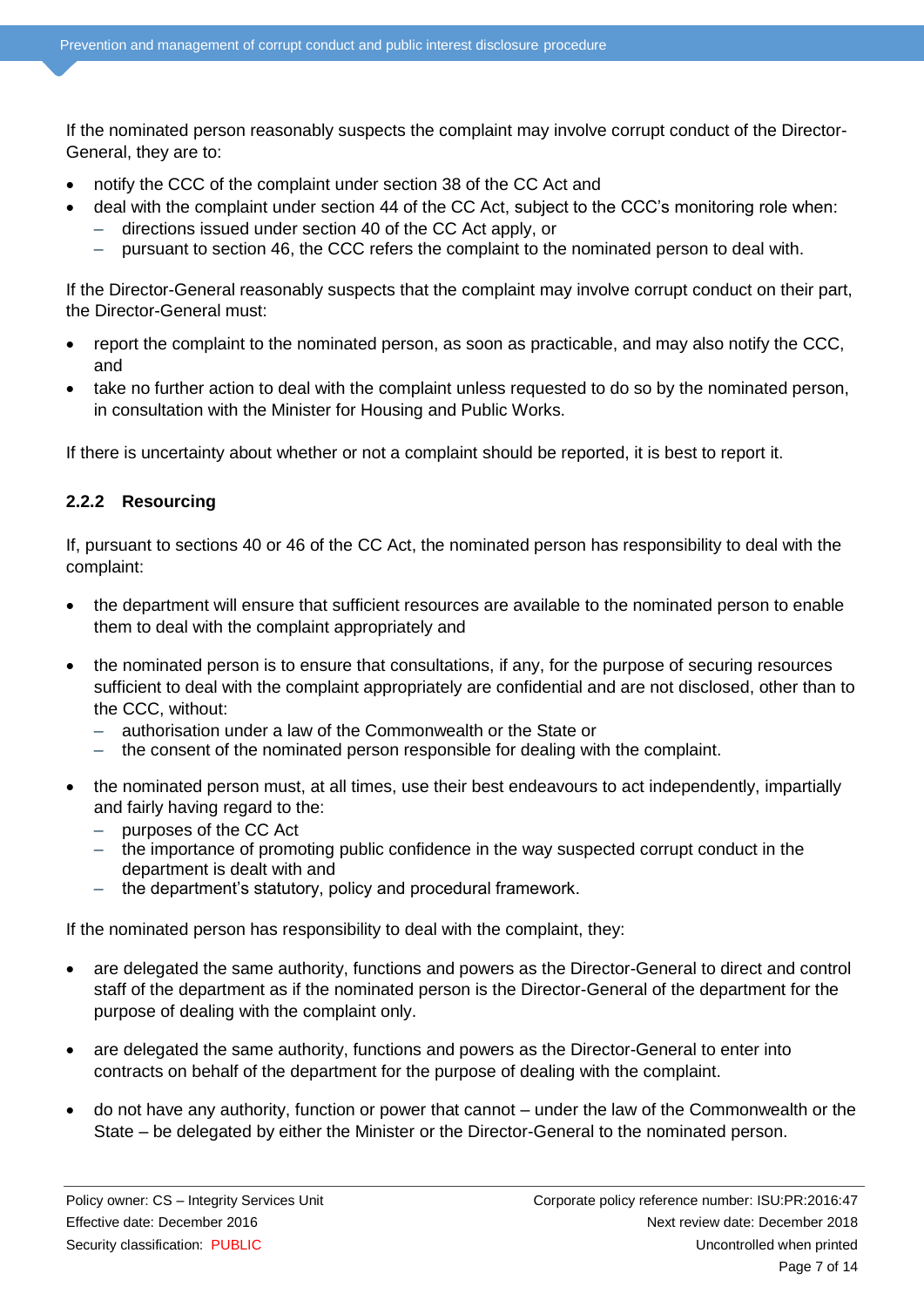If the nominated person reasonably suspects the complaint may involve corrupt conduct of the Director-General, they are to:

- notify the CCC of the complaint under section 38 of the CC Act and
- deal with the complaint under section 44 of the CC Act, subject to the CCC's monitoring role when:
  - directions issued under section 40 of the CC Act apply, or
  - pursuant to section 46, the CCC refers the complaint to the nominated person to deal with.

If the Director-General reasonably suspects that the complaint may involve corrupt conduct on their part, the Director-General must:

- report the complaint to the nominated person, as soon as practicable, and may also notify the CCC, and
- take no further action to deal with the complaint unless requested to do so by the nominated person, in consultation with the Minister for Housing and Public Works.

If there is uncertainty about whether or not a complaint should be reported, it is best to report it.

### 2.2.2 Resourcing

If, pursuant to sections 40 or 46 of the CC Act, the nominated person has responsibility to deal with the complaint:

- the department will ensure that sufficient resources are available to the nominated person to enable them to deal with the complaint appropriately and

- the nominated person is to ensure that consultations, if any, for the purpose of securing resources sufficient to deal with the complaint appropriately are confidential and are not disclosed, other than to the CCC, without:
  - authorisation under a law of the Commonwealth or the State or
  - the consent of the nominated person responsible for dealing with the complaint.

- the nominated person must, at all times, use their best endeavours to act independently, impartially and fairly having regard to the:
  - purposes of the CC Act
  - the importance of promoting public confidence in the way suspected corrupt conduct in the department is dealt with and
  - the department's statutory, policy and procedural framework.

If the nominated person has responsibility to deal with the complaint, they:

- are delegated the same authority, functions and powers as the Director-General to direct and control staff of the department as if the nominated person is the Director-General of the department for the purpose of dealing with the complaint only.

- are delegated the same authority, functions and powers as the Director-General to enter into contracts on behalf of the department for the purpose of dealing with the complaint.

- do not have any authority, function or power that cannot – under the law of the Commonwealth or the State – be delegated by either the Minister or the Director-General to the nominated person.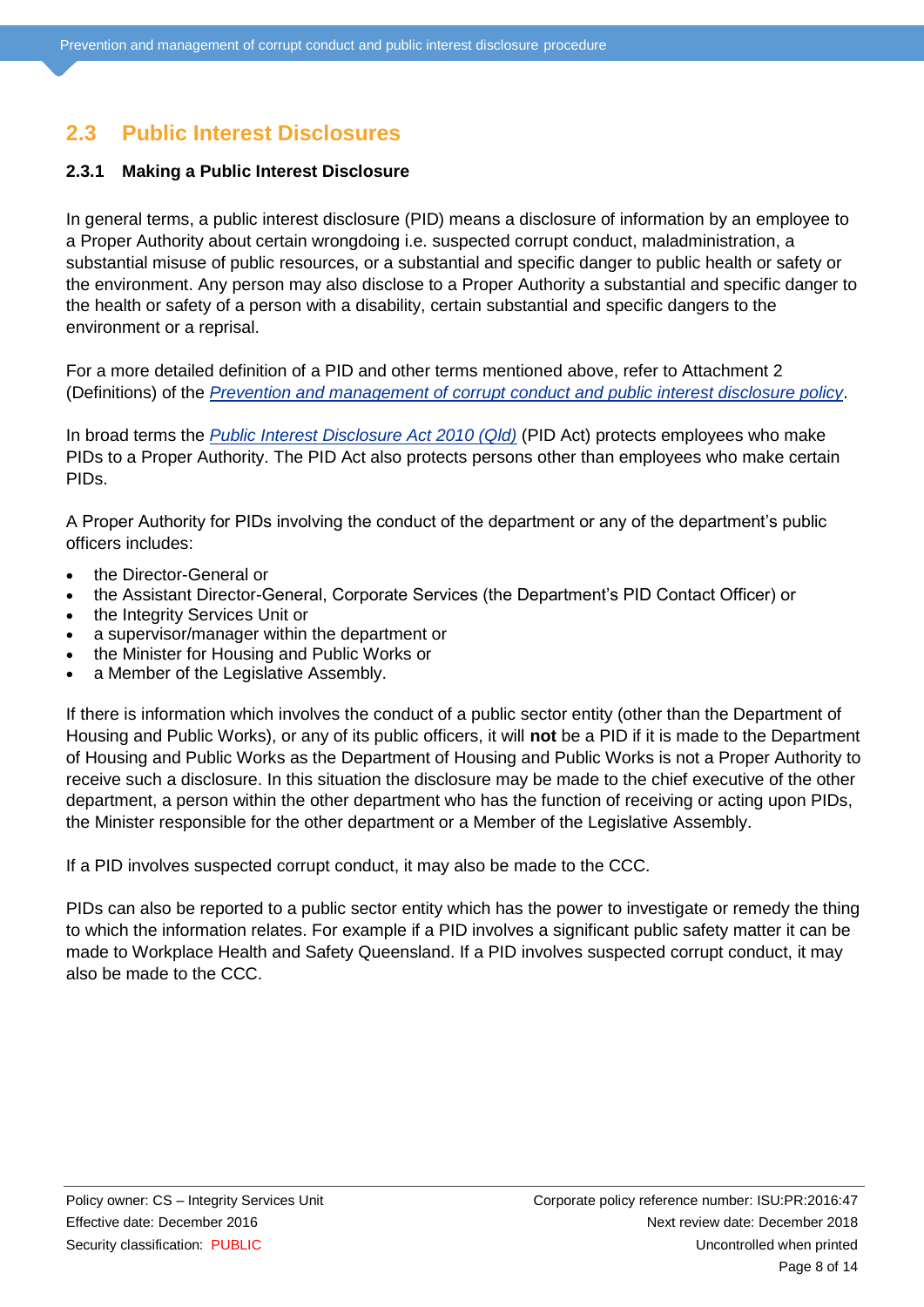## 2.3 Public Interest Disclosures

### 2.3.1 Making a Public Interest Disclosure

In general terms, a public interest disclosure (PID) means a disclosure of information by an employee to a Proper Authority about certain wrongdoing i.e. suspected corrupt conduct, maladministration, a substantial misuse of public resources, or a substantial and specific danger to public health or safety or the environment. Any person may also disclose to a Proper Authority a substantial and specific danger to the health or safety of a person with a disability, certain substantial and specific dangers to the environment or a reprisal.

For a more detailed definition of a PID and other terms mentioned above, refer to Attachment 2 (Definitions) of the *Prevention and management of corrupt conduct and public interest disclosure policy*.

In broad terms the *Public Interest Disclosure Act 2010 (Qld)* (PID Act) protects employees who make PIDs to a Proper Authority. The PID Act also protects persons other than employees who make certain PIDs.

A Proper Authority for PIDs involving the conduct of the department or any of the department's public officers includes:

- the Director-General or
- the Assistant Director-General, Corporate Services (the Department's PID Contact Officer) or
- the Integrity Services Unit or
- a supervisor/manager within the department or
- the Minister for Housing and Public Works or
- a Member of the Legislative Assembly.

If there is information which involves the conduct of a public sector entity (other than the Department of Housing and Public Works), or any of its public officers, it will **not** be a PID if it is made to the Department of Housing and Public Works as the Department of Housing and Public Works is not a Proper Authority to receive such a disclosure. In this situation the disclosure may be made to the chief executive of the other department, a person within the other department who has the function of receiving or acting upon PIDs, the Minister responsible for the other department or a Member of the Legislative Assembly.

If a PID involves suspected corrupt conduct, it may also be made to the CCC.

PIDs can also be reported to a public sector entity which has the power to investigate or remedy the thing to which the information relates. For example if a PID involves a significant public safety matter it can be made to Workplace Health and Safety Queensland. If a PID involves suspected corrupt conduct, it may also be made to the CCC.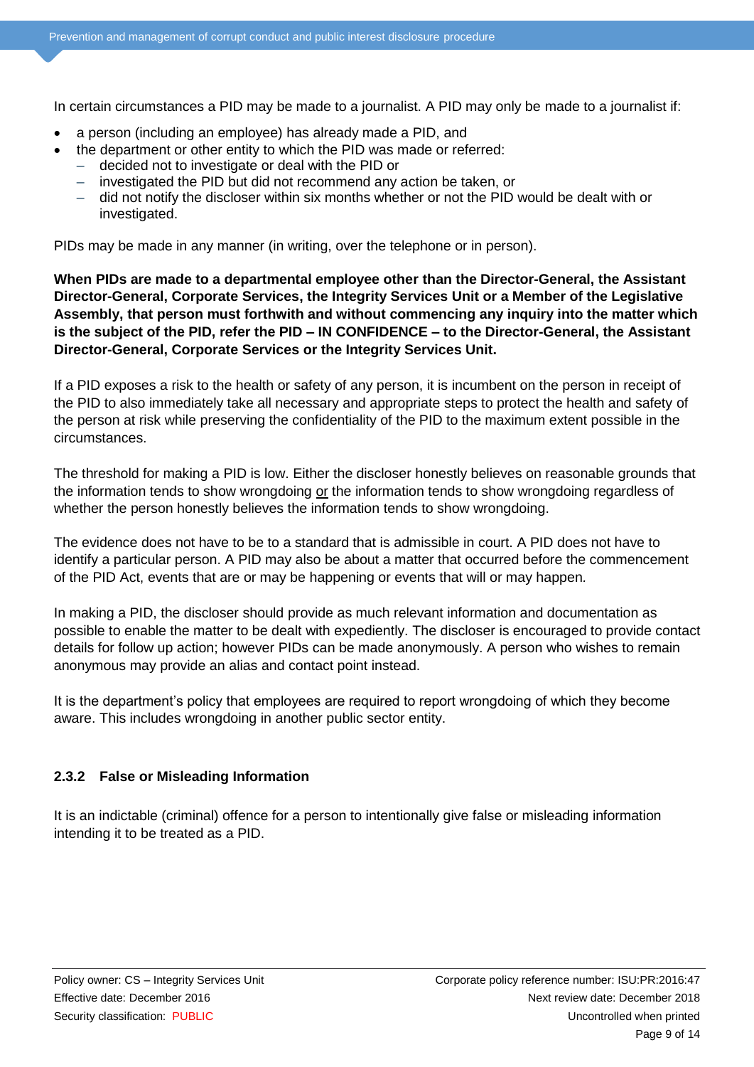In certain circumstances a PID may be made to a journalist. A PID may only be made to a journalist if:

- a person (including an employee) has already made a PID, and
- the department or other entity to which the PID was made or referred:
  - decided not to investigate or deal with the PID or
  - investigated the PID but did not recommend any action be taken, or
  - did not notify the discloser within six months whether or not the PID would be dealt with or investigated.

PIDs may be made in any manner (in writing, over the telephone or in person).

**When PIDs are made to a departmental employee other than the Director-General, the Assistant Director-General, Corporate Services, the Integrity Services Unit or a Member of the Legislative Assembly, that person must forthwith and without commencing any inquiry into the matter which is the subject of the PID, refer the PID – IN CONFIDENCE – to the Director-General, the Assistant Director-General, Corporate Services or the Integrity Services Unit.**

If a PID exposes a risk to the health or safety of any person, it is incumbent on the person in receipt of the PID to also immediately take all necessary and appropriate steps to protect the health and safety of the person at risk while preserving the confidentiality of the PID to the maximum extent possible in the circumstances.

The threshold for making a PID is low. Either the discloser honestly believes on reasonable grounds that the information tends to show wrongdoing <u>or</u> the information tends to show wrongdoing regardless of whether the person honestly believes the information tends to show wrongdoing.

The evidence does not have to be to a standard that is admissible in court. A PID does not have to identify a particular person. A PID may also be about a matter that occurred before the commencement of the PID Act, events that are or may be happening or events that will or may happen.

In making a PID, the discloser should provide as much relevant information and documentation as possible to enable the matter to be dealt with expediently. The discloser is encouraged to provide contact details for follow up action; however PIDs can be made anonymously. A person who wishes to remain anonymous may provide an alias and contact point instead.

It is the department's policy that employees are required to report wrongdoing of which they become aware. This includes wrongdoing in another public sector entity.

#### 2.3.2 False or Misleading Information

It is an indictable (criminal) offence for a person to intentionally give false or misleading information intending it to be treated as a PID.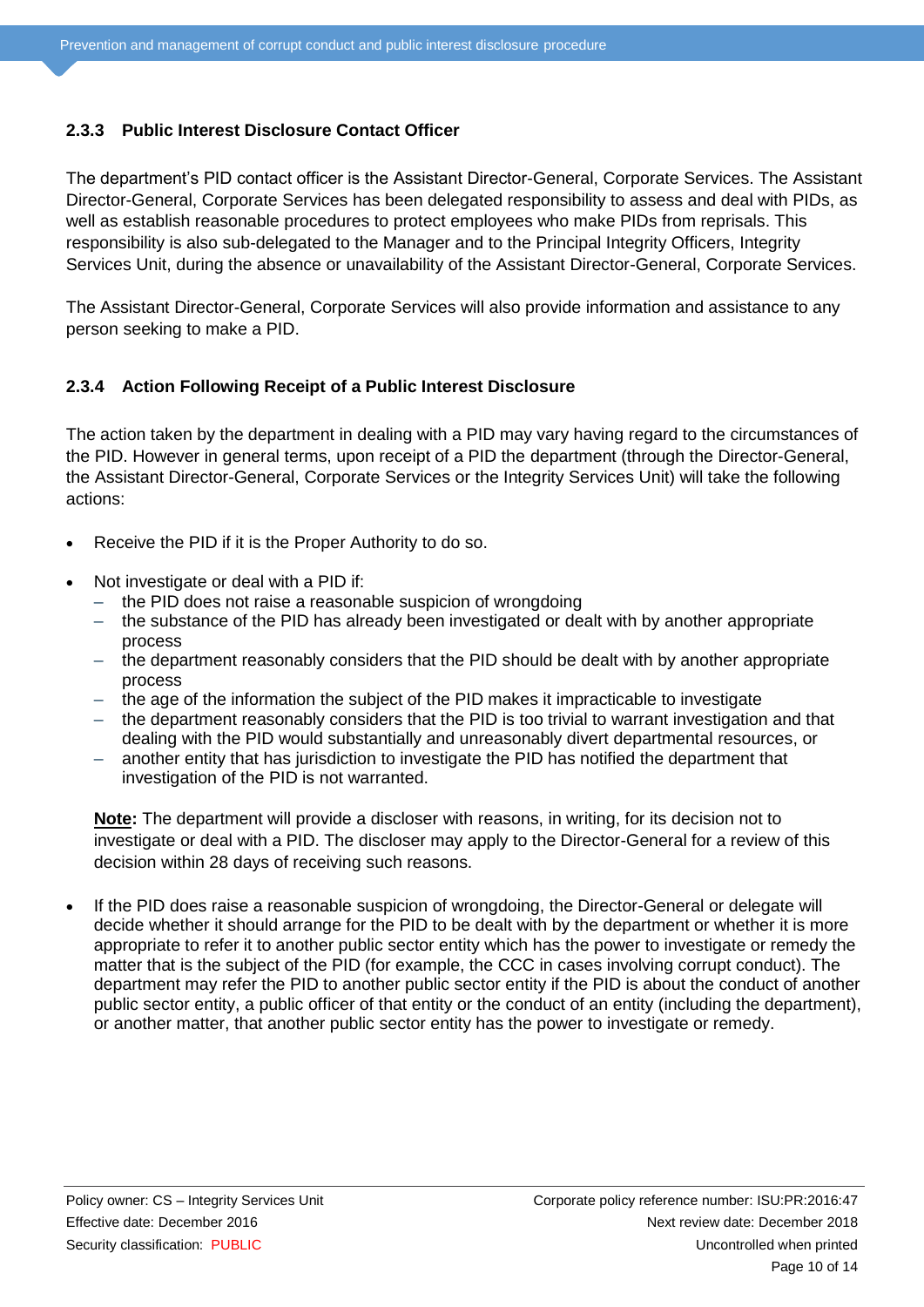### 2.3.3 Public Interest Disclosure Contact Officer

The department's PID contact officer is the Assistant Director-General, Corporate Services. The Assistant Director-General, Corporate Services has been delegated responsibility to assess and deal with PIDs, as well as establish reasonable procedures to protect employees who make PIDs from reprisals. This responsibility is also sub-delegated to the Manager and to the Principal Integrity Officers, Integrity Services Unit, during the absence or unavailability of the Assistant Director-General, Corporate Services.

The Assistant Director-General, Corporate Services will also provide information and assistance to any person seeking to make a PID.

### 2.3.4 Action Following Receipt of a Public Interest Disclosure

The action taken by the department in dealing with a PID may vary having regard to the circumstances of the PID. However in general terms, upon receipt of a PID the department (through the Director-General, the Assistant Director-General, Corporate Services or the Integrity Services Unit) will take the following actions:

- Receive the PID if it is the Proper Authority to do so.
- Not investigate or deal with a PID if:
  - the PID does not raise a reasonable suspicion of wrongdoing
  - the substance of the PID has already been investigated or dealt with by another appropriate process
  - the department reasonably considers that the PID should be dealt with by another appropriate process
  - the age of the information the subject of the PID makes it impracticable to investigate
  - the department reasonably considers that the PID is too trivial to warrant investigation and that dealing with the PID would substantially and unreasonably divert departmental resources, or
  - another entity that has jurisdiction to investigate the PID has notified the department that investigation of the PID is not warranted.

  **Note:** The department will provide a discloser with reasons, in writing, for its decision not to investigate or deal with a PID. The discloser may apply to the Director-General for a review of this decision within 28 days of receiving such reasons.

- If the PID does raise a reasonable suspicion of wrongdoing, the Director-General or delegate will decide whether it should arrange for the PID to be dealt with by the department or whether it is more appropriate to refer it to another public sector entity which has the power to investigate or remedy the matter that is the subject of the PID (for example, the CCC in cases involving corrupt conduct). The department may refer the PID to another public sector entity if the PID is about the conduct of another public sector entity, a public officer of that entity or the conduct of an entity (including the department), or another matter, that another public sector entity has the power to investigate or remedy.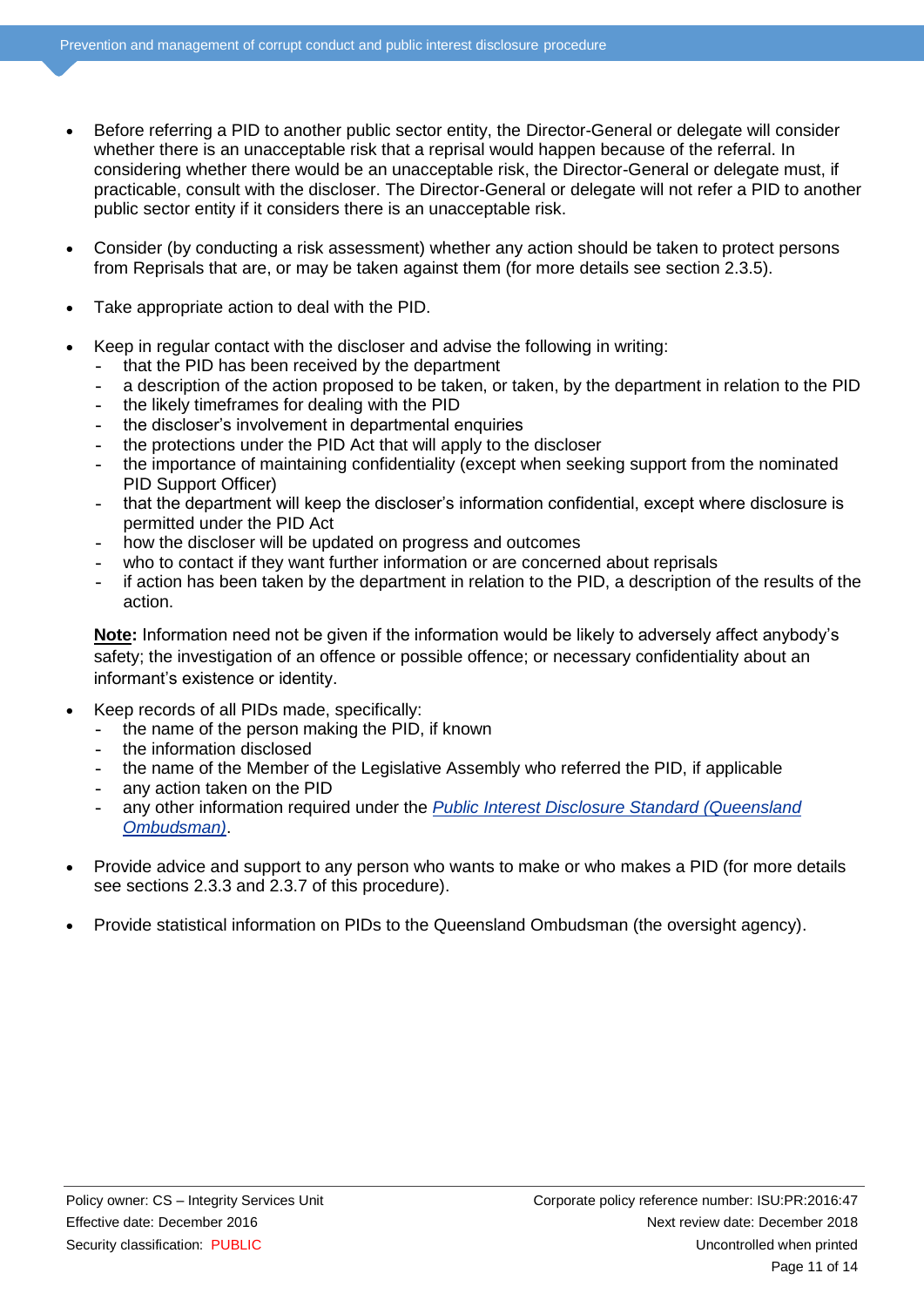- Before referring a PID to another public sector entity, the Director-General or delegate will consider whether there is an unacceptable risk that a reprisal would happen because of the referral. In considering whether there would be an unacceptable risk, the Director-General or delegate must, if practicable, consult with the discloser. The Director-General or delegate will not refer a PID to another public sector entity if it considers there is an unacceptable risk.

- Consider (by conducting a risk assessment) whether any action should be taken to protect persons from Reprisals that are, or may be taken against them (for more details see section 2.3.5).

- Take appropriate action to deal with the PID.

- Keep in regular contact with the discloser and advise the following in writing:
  - that the PID has been received by the department
  - a description of the action proposed to be taken, or taken, by the department in relation to the PID
  - the likely timeframes for dealing with the PID
  - the discloser's involvement in departmental enquiries
  - the protections under the PID Act that will apply to the discloser
  - the importance of maintaining confidentiality (except when seeking support from the nominated PID Support Officer)
  - that the department will keep the discloser's information confidential, except where disclosure is permitted under the PID Act
  - how the discloser will be updated on progress and outcomes
  - who to contact if they want further information or are concerned about reprisals
  - if action has been taken by the department in relation to the PID, a description of the results of the action.

  **Note:** Information need not be given if the information would be likely to adversely affect anybody's safety; the investigation of an offence or possible offence; or necessary confidentiality about an informant's existence or identity.

- Keep records of all PIDs made, specifically:
  - the name of the person making the PID, if known
  - the information disclosed
  - the name of the Member of the Legislative Assembly who referred the PID, if applicable
  - any action taken on the PID
  - any other information required under the *Public Interest Disclosure Standard (Queensland Ombudsman)*.

- Provide advice and support to any person who wants to make or who makes a PID (for more details see sections 2.3.3 and 2.3.7 of this procedure).

- Provide statistical information on PIDs to the Queensland Ombudsman (the oversight agency).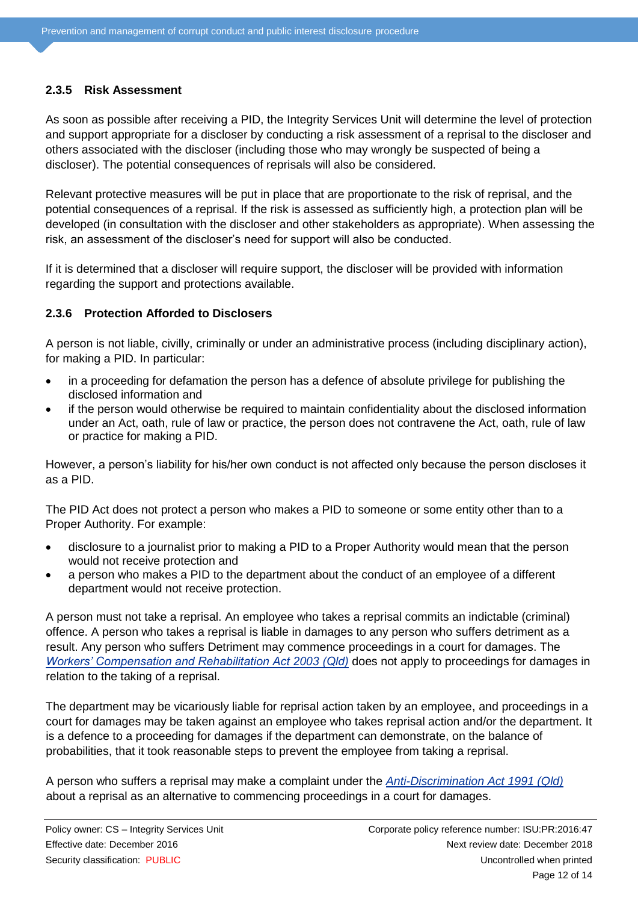### 2.3.5 Risk Assessment

As soon as possible after receiving a PID, the Integrity Services Unit will determine the level of protection and support appropriate for a discloser by conducting a risk assessment of a reprisal to the discloser and others associated with the discloser (including those who may wrongly be suspected of being a discloser). The potential consequences of reprisals will also be considered.

Relevant protective measures will be put in place that are proportionate to the risk of reprisal, and the potential consequences of a reprisal. If the risk is assessed as sufficiently high, a protection plan will be developed (in consultation with the discloser and other stakeholders as appropriate). When assessing the risk, an assessment of the discloser's need for support will also be conducted.

If it is determined that a discloser will require support, the discloser will be provided with information regarding the support and protections available.

### 2.3.6 Protection Afforded to Disclosers

A person is not liable, civilly, criminally or under an administrative process (including disciplinary action), for making a PID. In particular:

- in a proceeding for defamation the person has a defence of absolute privilege for publishing the disclosed information and
- if the person would otherwise be required to maintain confidentiality about the disclosed information under an Act, oath, rule of law or practice, the person does not contravene the Act, oath, rule of law or practice for making a PID.

However, a person's liability for his/her own conduct is not affected only because the person discloses it as a PID.

The PID Act does not protect a person who makes a PID to someone or some entity other than to a Proper Authority. For example:

- disclosure to a journalist prior to making a PID to a Proper Authority would mean that the person would not receive protection and
- a person who makes a PID to the department about the conduct of an employee of a different department would not receive protection.

A person must not take a reprisal. An employee who takes a reprisal commits an indictable (criminal) offence. A person who takes a reprisal is liable in damages to any person who suffers detriment as a result. Any person who suffers Detriment may commence proceedings in a court for damages. The *Workers' Compensation and Rehabilitation Act 2003 (Qld)* does not apply to proceedings for damages in relation to the taking of a reprisal.

The department may be vicariously liable for reprisal action taken by an employee, and proceedings in a court for damages may be taken against an employee who takes reprisal action and/or the department. It is a defence to a proceeding for damages if the department can demonstrate, on the balance of probabilities, that it took reasonable steps to prevent the employee from taking a reprisal.

A person who suffers a reprisal may make a complaint under the *Anti-Discrimination Act 1991 (Qld)* about a reprisal as an alternative to commencing proceedings in a court for damages.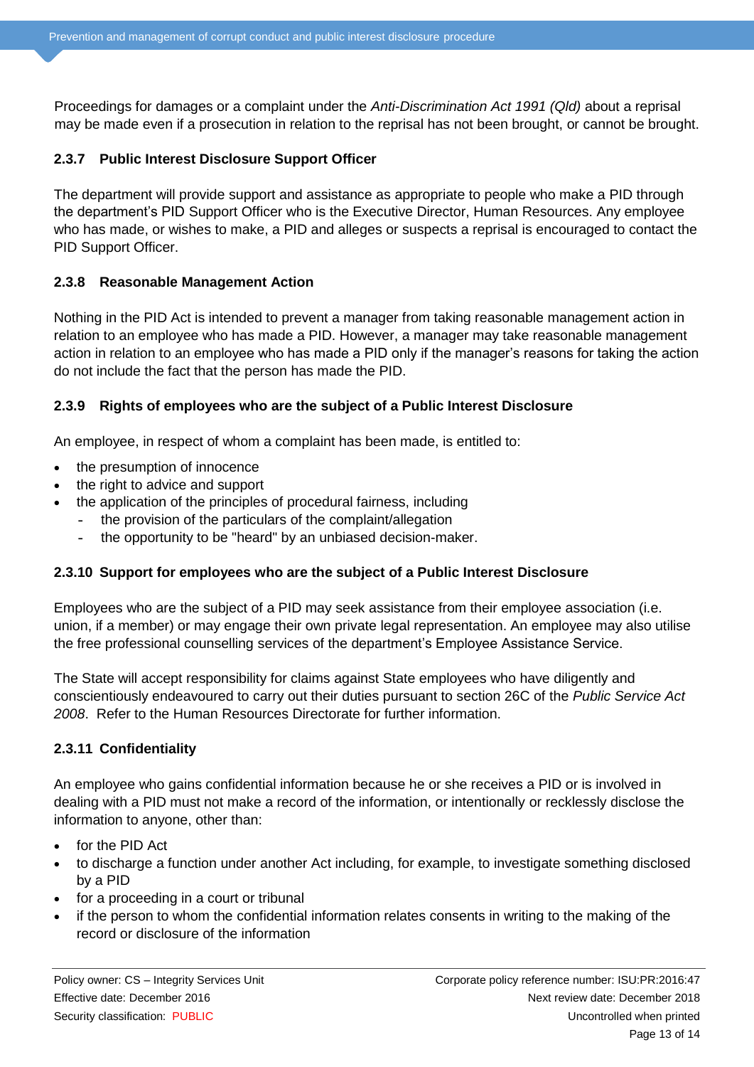Proceedings for damages or a complaint under the *Anti-Discrimination Act 1991 (Qld)* about a reprisal may be made even if a prosecution in relation to the reprisal has not been brought, or cannot be brought.

### 2.3.7 Public Interest Disclosure Support Officer

The department will provide support and assistance as appropriate to people who make a PID through the department's PID Support Officer who is the Executive Director, Human Resources. Any employee who has made, or wishes to make, a PID and alleges or suspects a reprisal is encouraged to contact the PID Support Officer.

### 2.3.8 Reasonable Management Action

Nothing in the PID Act is intended to prevent a manager from taking reasonable management action in relation to an employee who has made a PID. However, a manager may take reasonable management action in relation to an employee who has made a PID only if the manager's reasons for taking the action do not include the fact that the person has made the PID.

### 2.3.9 Rights of employees who are the subject of a Public Interest Disclosure

An employee, in respect of whom a complaint has been made, is entitled to:

- the presumption of innocence
- the right to advice and support
- the application of the principles of procedural fairness, including
  - the provision of the particulars of the complaint/allegation
  - the opportunity to be "heard" by an unbiased decision-maker.

### 2.3.10 Support for employees who are the subject of a Public Interest Disclosure

Employees who are the subject of a PID may seek assistance from their employee association (i.e. union, if a member) or may engage their own private legal representation. An employee may also utilise the free professional counselling services of the department's Employee Assistance Service.

The State will accept responsibility for claims against State employees who have diligently and conscientiously endeavoured to carry out their duties pursuant to section 26C of the *Public Service Act 2008*. Refer to the Human Resources Directorate for further information.

### 2.3.11 Confidentiality

An employee who gains confidential information because he or she receives a PID or is involved in dealing with a PID must not make a record of the information, or intentionally or recklessly disclose the information to anyone, other than:

- for the PID Act
- to discharge a function under another Act including, for example, to investigate something disclosed by a PID
- for a proceeding in a court or tribunal
- if the person to whom the confidential information relates consents in writing to the making of the record or disclosure of the information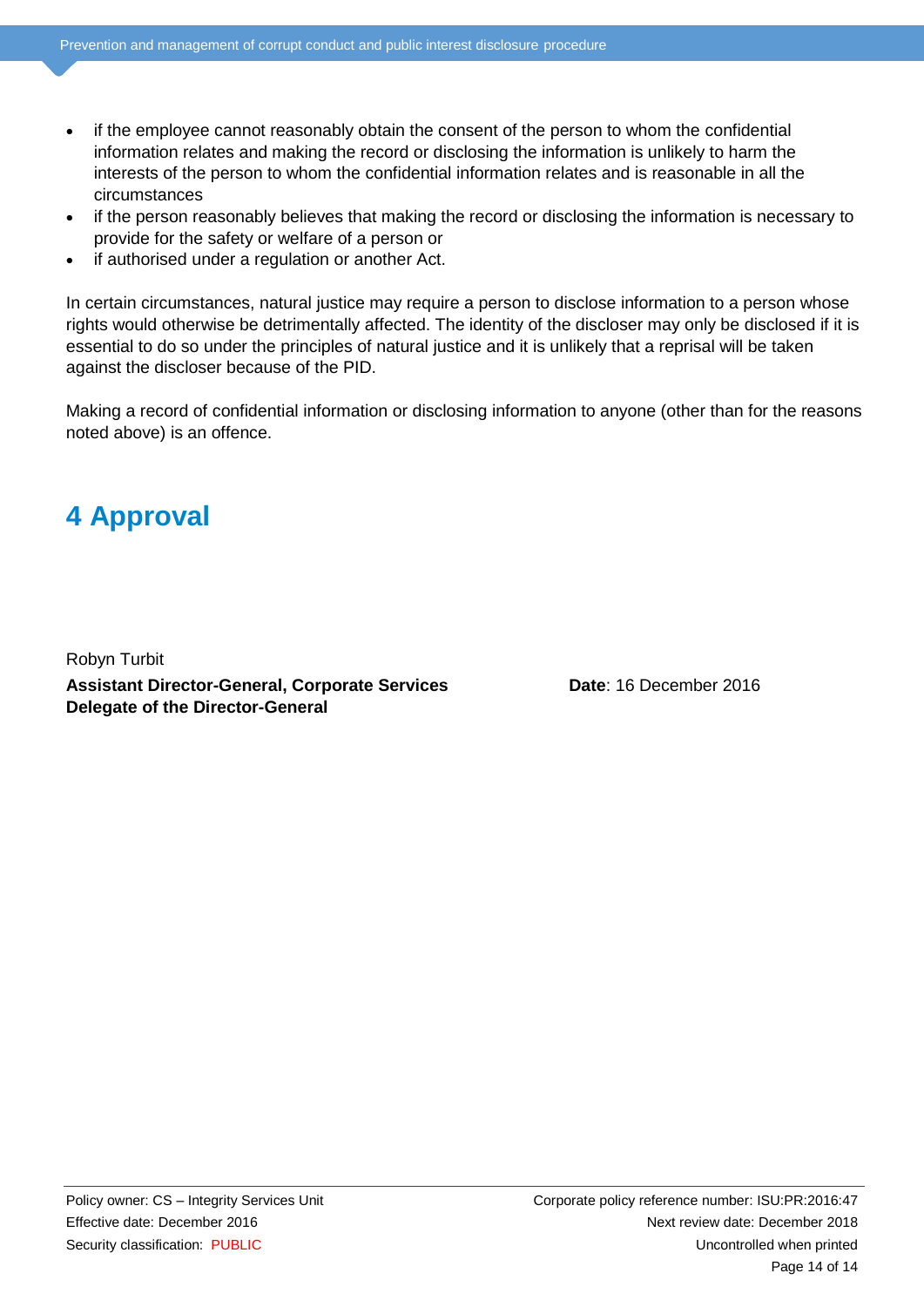- if the employee cannot reasonably obtain the consent of the person to whom the confidential information relates and making the record or disclosing the information is unlikely to harm the interests of the person to whom the confidential information relates and is reasonable in all the circumstances
- if the person reasonably believes that making the record or disclosing the information is necessary to provide for the safety or welfare of a person or
- if authorised under a regulation or another Act.

In certain circumstances, natural justice may require a person to disclose information to a person whose rights would otherwise be detrimentally affected. The identity of the discloser may only be disclosed if it is essential to do so under the principles of natural justice and it is unlikely that a reprisal will be taken against the discloser because of the PID.

Making a record of confidential information or disclosing information to anyone (other than for the reasons noted above) is an offence.

# 4 Approval

Robyn Turbit

**Assistant Director-General, Corporate Services**
**Delegate of the Director-General**

**Date**: 16 December 2016

Policy owner: CS – Integrity Services Unit
Effective date: December 2016
Security classification: PUBLIC

Corporate policy reference number: ISU:PR:2016:47
Next review date: December 2018
Uncontrolled when printed